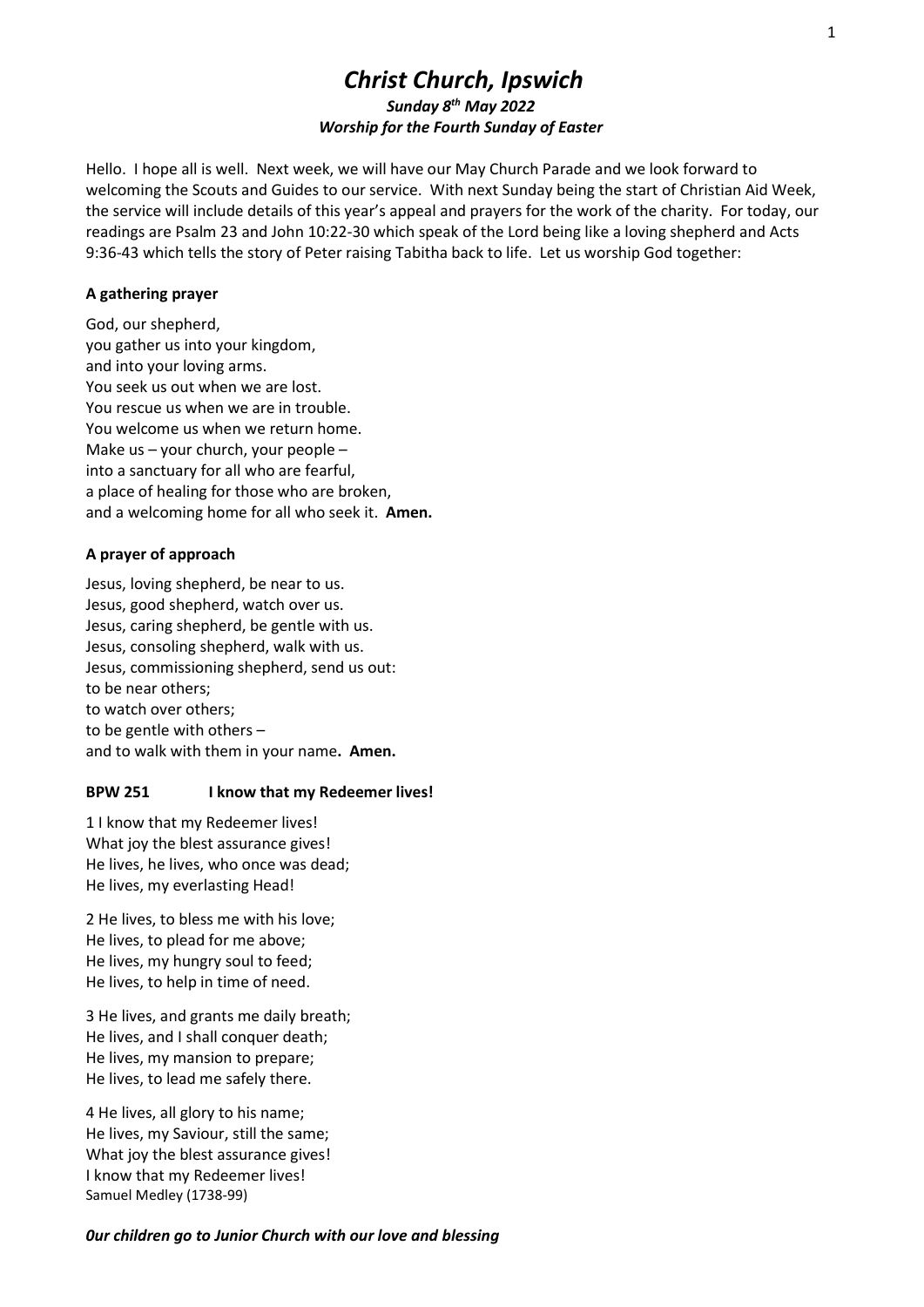# *Christ Church, Ipswich*

***Sunday 8th May 2022***
***Worship for the Fourth Sunday of Easter***

Hello. I hope all is well. Next week, we will have our May Church Parade and we look forward to welcoming the Scouts and Guides to our service. With next Sunday being the start of Christian Aid Week, the service will include details of this year's appeal and prayers for the work of the charity. For today, our readings are Psalm 23 and John 10:22-30 which speak of the Lord being like a loving shepherd and Acts 9:36-43 which tells the story of Peter raising Tabitha back to life. Let us worship God together:

**A gathering prayer**

God, our shepherd,
you gather us into your kingdom,
and into your loving arms.
You seek us out when we are lost.
You rescue us when we are in trouble.
You welcome us when we return home.
Make us – your church, your people –
into a sanctuary for all who are fearful,
a place of healing for those who are broken,
and a welcoming home for all who seek it. **Amen.**

**A prayer of approach**

Jesus, loving shepherd, be near to us.
Jesus, good shepherd, watch over us.
Jesus, caring shepherd, be gentle with us.
Jesus, consoling shepherd, walk with us.
Jesus, commissioning shepherd, send us out:
to be near others;
to watch over others;
to be gentle with others –
and to walk with them in your name**. Amen.**

**BPW 251 I know that my Redeemer lives!**

1 I know that my Redeemer lives!
What joy the blest assurance gives!
He lives, he lives, who once was dead;
He lives, my everlasting Head!

2 He lives, to bless me with his love;
He lives, to plead for me above;
He lives, my hungry soul to feed;
He lives, to help in time of need.

3 He lives, and grants me daily breath;
He lives, and I shall conquer death;
He lives, my mansion to prepare;
He lives, to lead me safely there.

4 He lives, all glory to his name;
He lives, my Saviour, still the same;
What joy the blest assurance gives!
I know that my Redeemer lives!
Samuel Medley (1738-99)

***0ur children go to Junior Church with our love and blessing***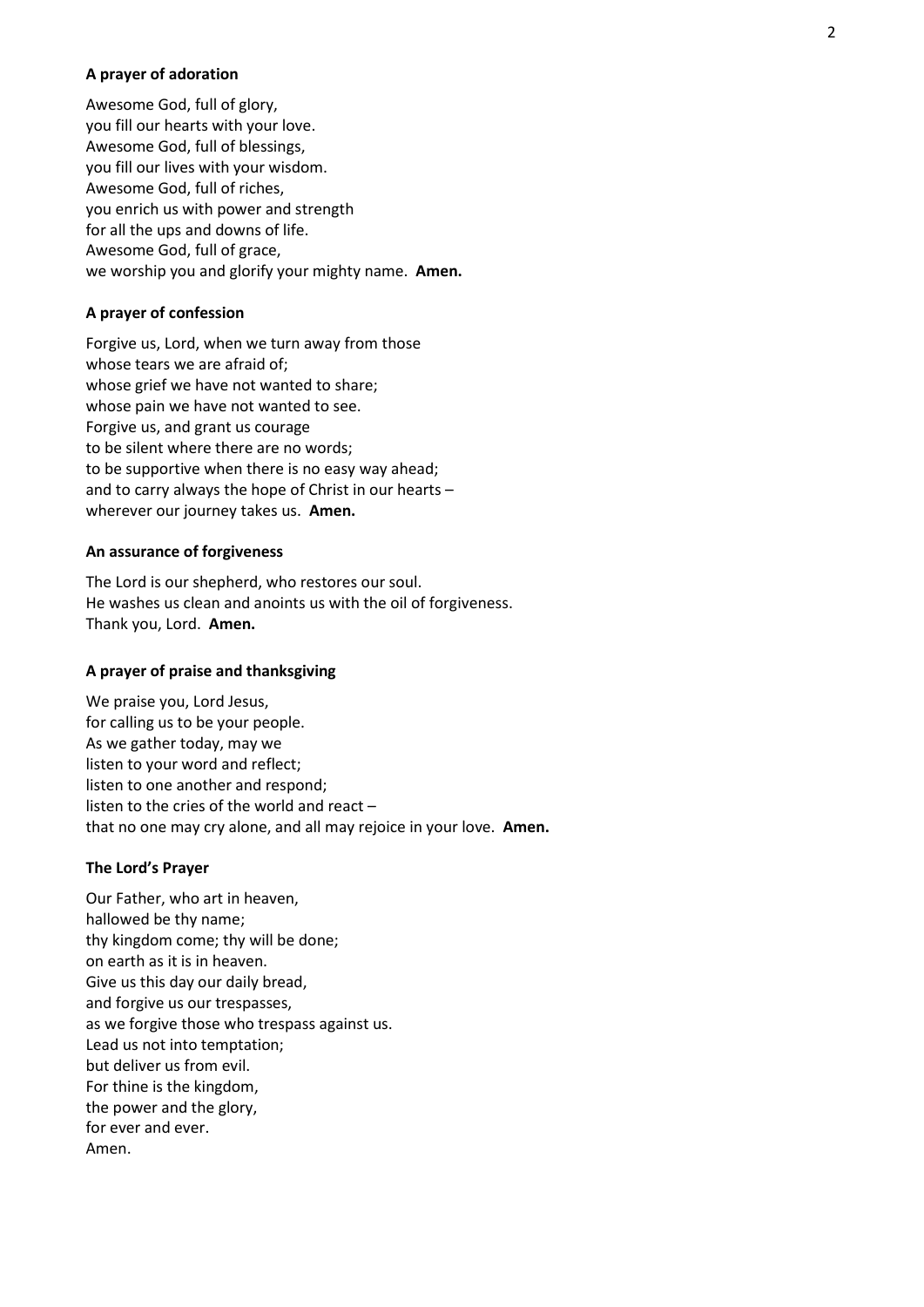**A prayer of adoration**

Awesome God, full of glory,
you fill our hearts with your love.
Awesome God, full of blessings,
you fill our lives with your wisdom.
Awesome God, full of riches,
you enrich us with power and strength
for all the ups and downs of life.
Awesome God, full of grace,
we worship you and glorify your mighty name. **Amen.**

**A prayer of confession**

Forgive us, Lord, when we turn away from those
whose tears we are afraid of;
whose grief we have not wanted to share;
whose pain we have not wanted to see.
Forgive us, and grant us courage
to be silent where there are no words;
to be supportive when there is no easy way ahead;
and to carry always the hope of Christ in our hearts –
wherever our journey takes us. **Amen.**

**An assurance of forgiveness**

The Lord is our shepherd, who restores our soul.
He washes us clean and anoints us with the oil of forgiveness.
Thank you, Lord. **Amen.**

**A prayer of praise and thanksgiving**

We praise you, Lord Jesus,
for calling us to be your people.
As we gather today, may we
listen to your word and reflect;
listen to one another and respond;
listen to the cries of the world and react –
that no one may cry alone, and all may rejoice in your love. **Amen.**

**The Lord's Prayer**

Our Father, who art in heaven,
hallowed be thy name;
thy kingdom come; thy will be done;
on earth as it is in heaven.
Give us this day our daily bread,
and forgive us our trespasses,
as we forgive those who trespass against us.
Lead us not into temptation;
but deliver us from evil.
For thine is the kingdom,
the power and the glory,
for ever and ever.
Amen.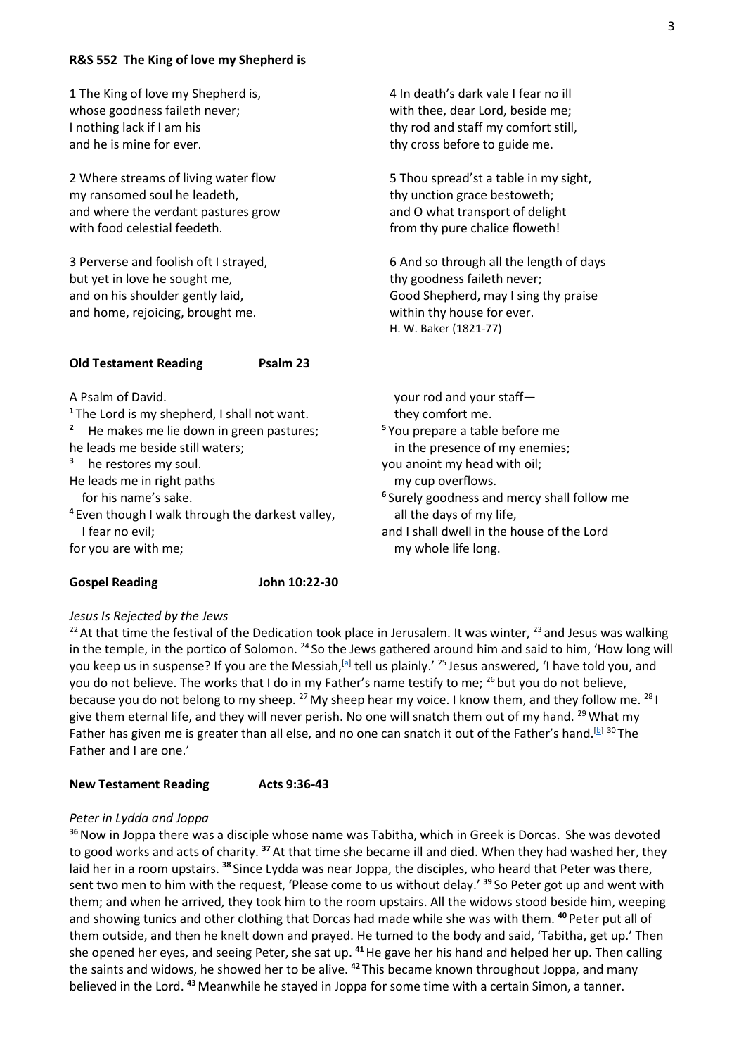**R&S 552 The King of love my Shepherd is**

1 The King of love my Shepherd is,
whose goodness faileth never;
I nothing lack if I am his
and he is mine for ever.

2 Where streams of living water flow
my ransomed soul he leadeth,
and where the verdant pastures grow
with food celestial feedeth.

3 Perverse and foolish oft I strayed,
but yet in love he sought me,
and on his shoulder gently laid,
and home, rejoicing, brought me.

4 In death's dark vale I fear no ill
with thee, dear Lord, beside me;
thy rod and staff my comfort still,
thy cross before to guide me.

5 Thou spread'st a table in my sight,
thy unction grace bestoweth;
and O what transport of delight
from thy pure chalice floweth!

6 And so through all the length of days
thy goodness faileth never;
Good Shepherd, may I sing thy praise
within thy house for ever.

H. W. Baker (1821-77)

**Old Testament Reading Psalm 23**

A Psalm of David.

[1] The Lord is my shepherd, I shall not want.
[2] He makes me lie down in green pastures;
he leads me beside still waters;
[3] he restores my soul.
He leads me in right paths
for his name's sake.
[4] Even though I walk through the darkest valley,
I fear no evil;
for you are with me;
your rod and your staff—
they comfort me.
[5] You prepare a table before me
in the presence of my enemies;
you anoint my head with oil;
my cup overflows.
[6] Surely goodness and mercy shall follow me
all the days of my life,
and I shall dwell in the house of the Lord
my whole life long.

**Gospel Reading John 10:22-30**

*Jesus Is Rejected by the Jews*

[22] At that time the festival of the Dedication took place in Jerusalem. It was winter, [23] and Jesus was walking in the temple, in the portico of Solomon. [24] So the Jews gathered around him and said to him, 'How long will you keep us in suspense? If you are the Messiah,[a] tell us plainly.' [25] Jesus answered, 'I have told you, and you do not believe. The works that I do in my Father's name testify to me; [26] but you do not believe, because you do not belong to my sheep. [27] My sheep hear my voice. I know them, and they follow me. [28] I give them eternal life, and they will never perish. No one will snatch them out of my hand. [29] What my Father has given me is greater than all else, and no one can snatch it out of the Father's hand.[b] [30] The Father and I are one.'

**New Testament Reading Acts 9:36-43**

*Peter in Lydda and Joppa*

[36] Now in Joppa there was a disciple whose name was Tabitha, which in Greek is Dorcas. She was devoted to good works and acts of charity. [37] At that time she became ill and died. When they had washed her, they laid her in a room upstairs. [38] Since Lydda was near Joppa, the disciples, who heard that Peter was there, sent two men to him with the request, 'Please come to us without delay.' [39] So Peter got up and went with them; and when he arrived, they took him to the room upstairs. All the widows stood beside him, weeping and showing tunics and other clothing that Dorcas had made while she was with them. [40] Peter put all of them outside, and then he knelt down and prayed. He turned to the body and said, 'Tabitha, get up.' Then she opened her eyes, and seeing Peter, she sat up. [41] He gave her his hand and helped her up. Then calling the saints and widows, he showed her to be alive. [42] This became known throughout Joppa, and many believed in the Lord. [43] Meanwhile he stayed in Joppa for some time with a certain Simon, a tanner.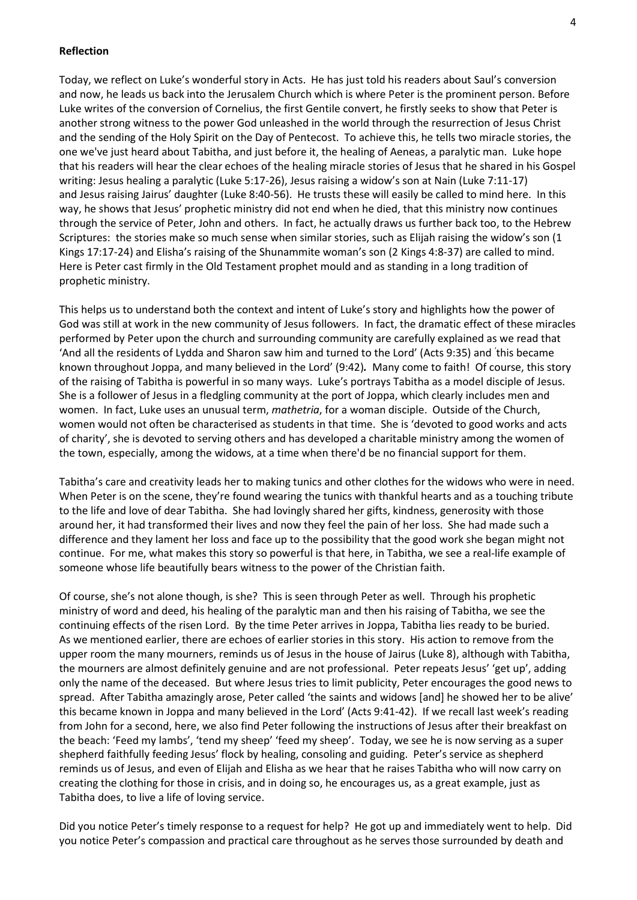**Reflection**

Today, we reflect on Luke's wonderful story in Acts. He has just told his readers about Saul's conversion and now, he leads us back into the Jerusalem Church which is where Peter is the prominent person. Before Luke writes of the conversion of Cornelius, the first Gentile convert, he firstly seeks to show that Peter is another strong witness to the power God unleashed in the world through the resurrection of Jesus Christ and the sending of the Holy Spirit on the Day of Pentecost. To achieve this, he tells two miracle stories, the one we've just heard about Tabitha, and just before it, the healing of Aeneas, a paralytic man. Luke hope that his readers will hear the clear echoes of the healing miracle stories of Jesus that he shared in his Gospel writing: Jesus healing a paralytic (Luke 5:17-26), Jesus raising a widow's son at Nain (Luke 7:11-17) and Jesus raising Jairus' daughter (Luke 8:40-56). He trusts these will easily be called to mind here. In this way, he shows that Jesus' prophetic ministry did not end when he died, that this ministry now continues through the service of Peter, John and others. In fact, he actually draws us further back too, to the Hebrew Scriptures: the stories make so much sense when similar stories, such as Elijah raising the widow's son (1 Kings 17:17-24) and Elisha's raising of the Shunammite woman's son (2 Kings 4:8-37) are called to mind. Here is Peter cast firmly in the Old Testament prophet mould and as standing in a long tradition of prophetic ministry.

This helps us to understand both the context and intent of Luke's story and highlights how the power of God was still at work in the new community of Jesus followers. In fact, the dramatic effect of these miracles performed by Peter upon the church and surrounding community are carefully explained as we read that 'And all the residents of Lydda and Sharon saw him and turned to the Lord' (Acts 9:35) and 'this became known throughout Joppa, and many believed in the Lord' (9:42)*.* Many come to faith! Of course, this story of the raising of Tabitha is powerful in so many ways. Luke's portrays Tabitha as a model disciple of Jesus. She is a follower of Jesus in a fledgling community at the port of Joppa, which clearly includes men and women. In fact, Luke uses an unusual term, *mathetria*, for a woman disciple. Outside of the Church, women would not often be characterised as students in that time. She is 'devoted to good works and acts of charity', she is devoted to serving others and has developed a charitable ministry among the women of the town, especially, among the widows, at a time when there'd be no financial support for them.

Tabitha's care and creativity leads her to making tunics and other clothes for the widows who were in need. When Peter is on the scene, they're found wearing the tunics with thankful hearts and as a touching tribute to the life and love of dear Tabitha. She had lovingly shared her gifts, kindness, generosity with those around her, it had transformed their lives and now they feel the pain of her loss. She had made such a difference and they lament her loss and face up to the possibility that the good work she began might not continue. For me, what makes this story so powerful is that here, in Tabitha, we see a real-life example of someone whose life beautifully bears witness to the power of the Christian faith.

Of course, she's not alone though, is she? This is seen through Peter as well. Through his prophetic ministry of word and deed, his healing of the paralytic man and then his raising of Tabitha, we see the continuing effects of the risen Lord. By the time Peter arrives in Joppa, Tabitha lies ready to be buried. As we mentioned earlier, there are echoes of earlier stories in this story. His action to remove from the upper room the many mourners, reminds us of Jesus in the house of Jairus (Luke 8), although with Tabitha, the mourners are almost definitely genuine and are not professional. Peter repeats Jesus' 'get up', adding only the name of the deceased. But where Jesus tries to limit publicity, Peter encourages the good news to spread. After Tabitha amazingly arose, Peter called 'the saints and widows [and] he showed her to be alive' this became known in Joppa and many believed in the Lord' (Acts 9:41-42). If we recall last week's reading from John for a second, here, we also find Peter following the instructions of Jesus after their breakfast on the beach: 'Feed my lambs', 'tend my sheep' 'feed my sheep'. Today, we see he is now serving as a super shepherd faithfully feeding Jesus' flock by healing, consoling and guiding. Peter's service as shepherd reminds us of Jesus, and even of Elijah and Elisha as we hear that he raises Tabitha who will now carry on creating the clothing for those in crisis, and in doing so, he encourages us, as a great example, just as Tabitha does, to live a life of loving service.

Did you notice Peter's timely response to a request for help? He got up and immediately went to help. Did you notice Peter's compassion and practical care throughout as he serves those surrounded by death and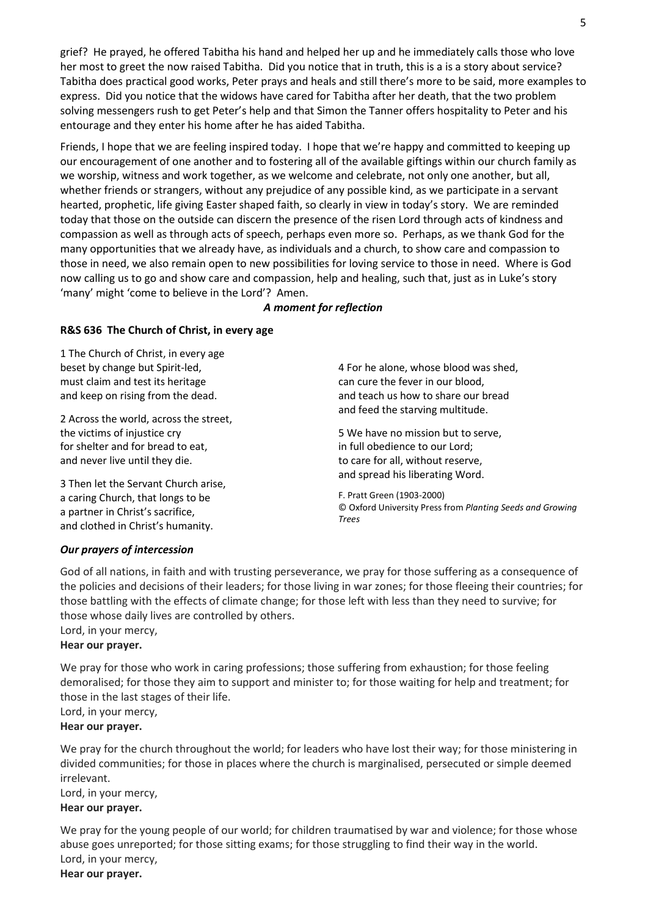grief? He prayed, he offered Tabitha his hand and helped her up and he immediately calls those who love her most to greet the now raised Tabitha. Did you notice that in truth, this is a is a story about service? Tabitha does practical good works, Peter prays and heals and still there's more to be said, more examples to express. Did you notice that the widows have cared for Tabitha after her death, that the two problem solving messengers rush to get Peter's help and that Simon the Tanner offers hospitality to Peter and his entourage and they enter his home after he has aided Tabitha.

Friends, I hope that we are feeling inspired today. I hope that we're happy and committed to keeping up our encouragement of one another and to fostering all of the available giftings within our church family as we worship, witness and work together, as we welcome and celebrate, not only one another, but all, whether friends or strangers, without any prejudice of any possible kind, as we participate in a servant hearted, prophetic, life giving Easter shaped faith, so clearly in view in today's story. We are reminded today that those on the outside can discern the presence of the risen Lord through acts of kindness and compassion as well as through acts of speech, perhaps even more so. Perhaps, as we thank God for the many opportunities that we already have, as individuals and a church, to show care and compassion to those in need, we also remain open to new possibilities for loving service to those in need. Where is God now calling us to go and show care and compassion, help and healing, such that, just as in Luke's story 'many' might 'come to believe in the Lord'? Amen.

***A moment for reflection***

**R&S 636 The Church of Christ, in every age**

1 The Church of Christ, in every age
beset by change but Spirit-led,
must claim and test its heritage
and keep on rising from the dead.

2 Across the world, across the street,
the victims of injustice cry
for shelter and for bread to eat,
and never live until they die.

3 Then let the Servant Church arise,
a caring Church, that longs to be
a partner in Christ's sacrifice,
and clothed in Christ's humanity.

4 For he alone, whose blood was shed,
can cure the fever in our blood,
and teach us how to share our bread
and feed the starving multitude.

5 We have no mission but to serve,
in full obedience to our Lord;
to care for all, without reserve,
and spread his liberating Word.

F. Pratt Green (1903-2000)
© Oxford University Press from *Planting Seeds and Growing Trees*

***Our prayers of intercession***

God of all nations, in faith and with trusting perseverance, we pray for those suffering as a consequence of the policies and decisions of their leaders; for those living in war zones; for those fleeing their countries; for those battling with the effects of climate change; for those left with less than they need to survive; for those whose daily lives are controlled by others.
Lord, in your mercy,
**Hear our prayer.**

We pray for those who work in caring professions; those suffering from exhaustion; for those feeling demoralised; for those they aim to support and minister to; for those waiting for help and treatment; for those in the last stages of their life.
Lord, in your mercy,
**Hear our prayer.**

We pray for the church throughout the world; for leaders who have lost their way; for those ministering in divided communities; for those in places where the church is marginalised, persecuted or simple deemed irrelevant.
Lord, in your mercy,
**Hear our prayer.**

We pray for the young people of our world; for children traumatised by war and violence; for those whose abuse goes unreported; for those sitting exams; for those struggling to find their way in the world.
Lord, in your mercy,
**Hear our prayer.**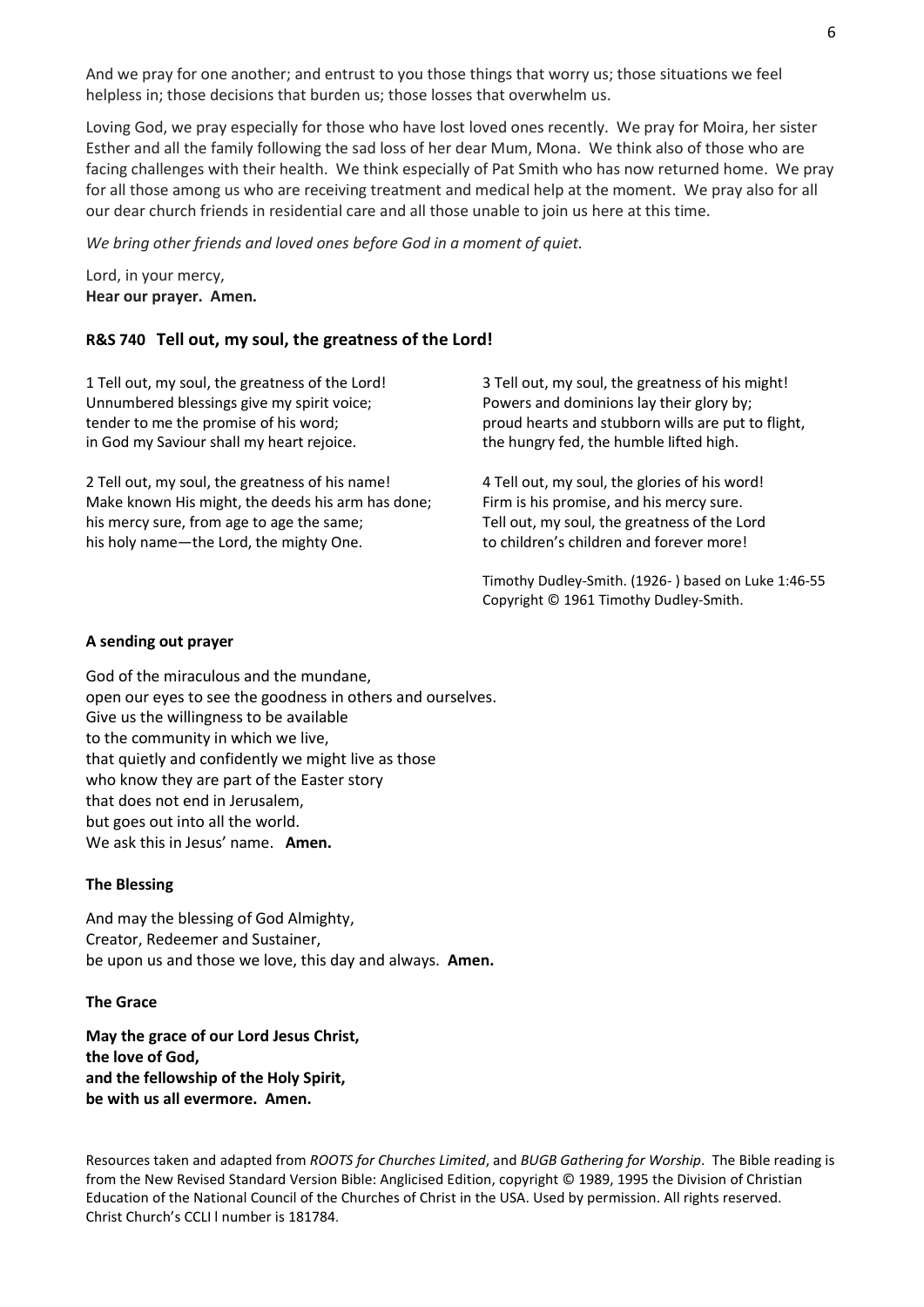And we pray for one another; and entrust to you those things that worry us; those situations we feel helpless in; those decisions that burden us; those losses that overwhelm us.

Loving God, we pray especially for those who have lost loved ones recently. We pray for Moira, her sister Esther and all the family following the sad loss of her dear Mum, Mona. We think also of those who are facing challenges with their health. We think especially of Pat Smith who has now returned home. We pray for all those among us who are receiving treatment and medical help at the moment. We pray also for all our dear church friends in residential care and all those unable to join us here at this time.

*We bring other friends and loved ones before God in a moment of quiet.*

Lord, in your mercy,
**Hear our prayer. Amen.**

### R&S 740 Tell out, my soul, the greatness of the Lord!

1 Tell out, my soul, the greatness of the Lord!
Unnumbered blessings give my spirit voice;
tender to me the promise of his word;
in God my Saviour shall my heart rejoice.

2 Tell out, my soul, the greatness of his name!
Make known His might, the deeds his arm has done;
his mercy sure, from age to age the same;
his holy name—the Lord, the mighty One.

3 Tell out, my soul, the greatness of his might!
Powers and dominions lay their glory by;
proud hearts and stubborn wills are put to flight,
the hungry fed, the humble lifted high.

4 Tell out, my soul, the glories of his word!
Firm is his promise, and his mercy sure.
Tell out, my soul, the greatness of the Lord
to children's children and forever more!

Timothy Dudley-Smith. (1926- ) based on Luke 1:46-55
Copyright © 1961 Timothy Dudley-Smith.

### A sending out prayer

God of the miraculous and the mundane,
open our eyes to see the goodness in others and ourselves.
Give us the willingness to be available
to the community in which we live,
that quietly and confidently we might live as those
who know they are part of the Easter story
that does not end in Jerusalem,
but goes out into all the world.
We ask this in Jesus' name. **Amen.**

### The Blessing

And may the blessing of God Almighty,
Creator, Redeemer and Sustainer,
be upon us and those we love, this day and always. **Amen.**

### The Grace

**May the grace of our Lord Jesus Christ,
the love of God,
and the fellowship of the Holy Spirit,
be with us all evermore. Amen.**

Resources taken and adapted from *ROOTS for Churches Limited*, and *BUGB Gathering for Worship*. The Bible reading is from the New Revised Standard Version Bible: Anglicised Edition, copyright © 1989, 1995 the Division of Christian Education of the National Council of the Churches of Christ in the USA. Used by permission. All rights reserved. Christ Church's CCLI l number is 181784.